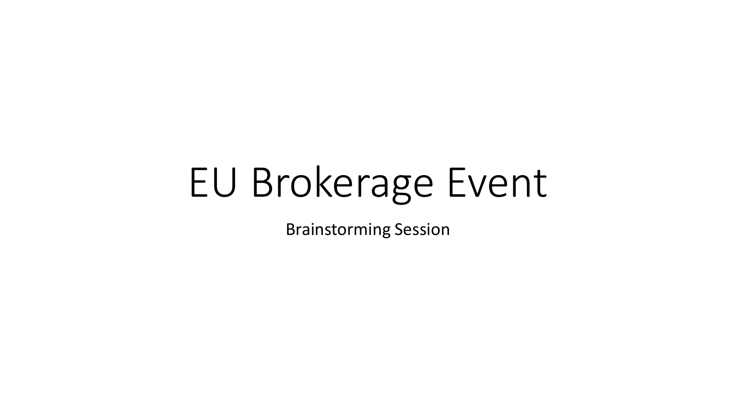# EU Brokerage Event

Brainstorming Session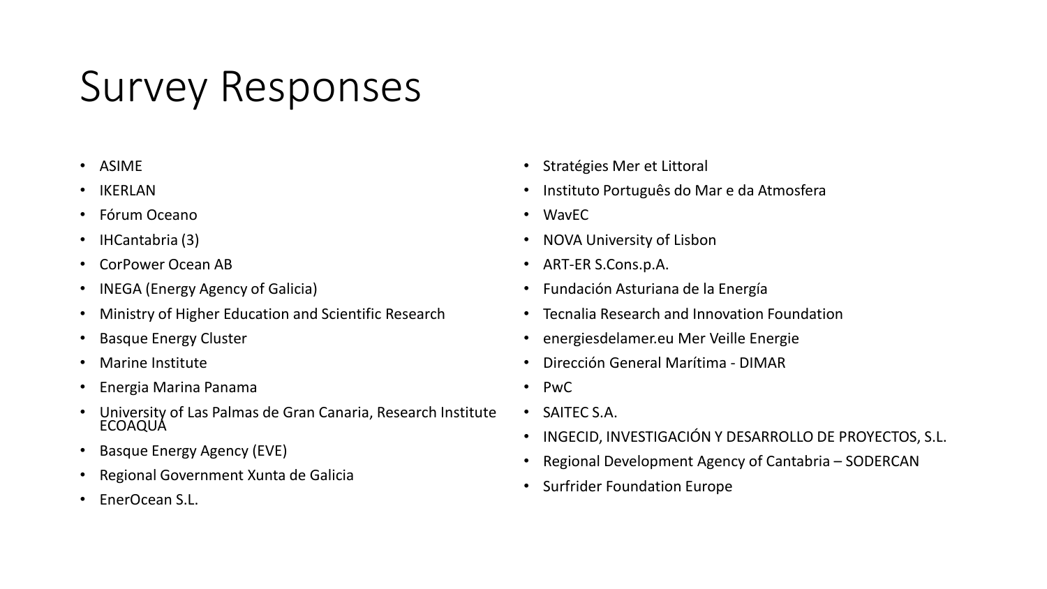# Survey Responses

- ASIME
- IKERLAN
- Fórum Oceano
- IHCantabria (3)
- CorPower Ocean AB
- INEGA (Energy Agency of Galicia)
- Ministry of Higher Education and Scientific Research
- Basque Energy Cluster
- Marine Institute
- Energia Marina Panama
- University of Las Palmas de Gran Canaria, Research Institute ECOAQUA
- Basque Energy Agency (EVE)
- Regional Government Xunta de Galicia
- EnerOcean S.L.
- Stratégies Mer et Littoral
- Instituto Português do Mar e da Atmosfera
- WavEC
- NOVA University of Lisbon
- ART-ER S.Cons.p.A.
- Fundación Asturiana de la Energía
- Tecnalia Research and Innovation Foundation
- energiesdelamer.eu Mer Veille Energie
- Dirección General Marítima - DIMAR
- PwC
- SAITEC S.A.
- INGECID, INVESTIGACIÓN Y DESARROLLO DE PROYECTOS, S.L.
- Regional Development Agency of Cantabria – SODERCAN
- Surfrider Foundation Europe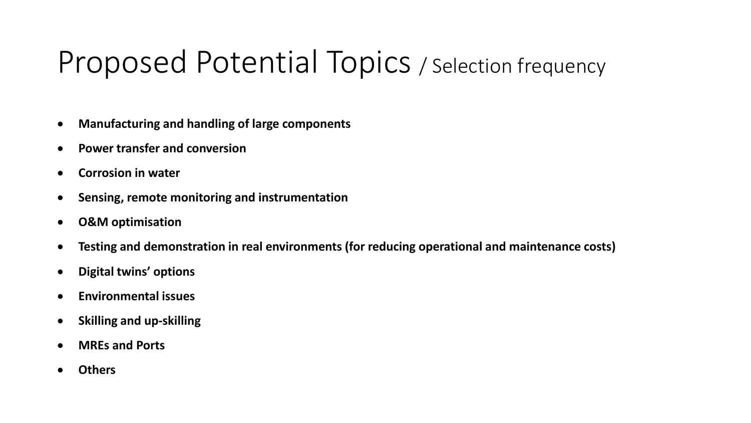# Proposed Potential Topics / Selection frequency

- **Manufacturing and handling of large components**
- **Power transfer and conversion**
- **Corrosion in water**
- **Sensing, remote monitoring and instrumentation**
- **O&M optimisation**
- **Testing and demonstration in real environments (for reducing operational and maintenance costs)**
- **Digital twins' options**
- **Environmental issues**
- **Skilling and up-skilling**
- **MREs and Ports**
- **Others**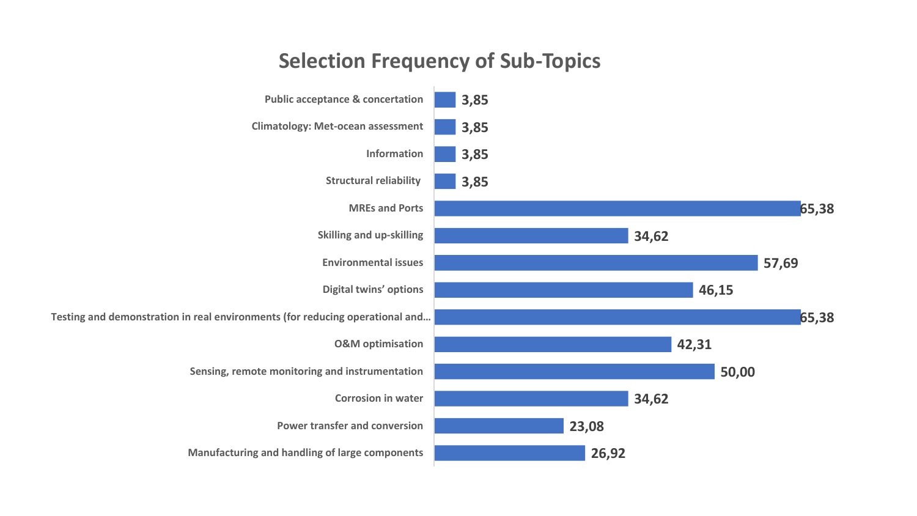## Selection Frequency of Sub-Topics

| Sub-Topic | Selection Frequency |
| --- | --- |
| Public acceptance & concertation | 3,85 |
| Climatology: Met-ocean assessment | 3,85 |
| Information | 3,85 |
| Structural reliability | 3,85 |
| MREs and Ports | 65,38 |
| Skilling and up-skilling | 34,62 |
| Environmental issues | 57,69 |
| Digital twins' options | 46,15 |
| Testing and demonstration in real environments (for reducing operational and… | 65,38 |
| O&M optimisation | 42,31 |
| Sensing, remote monitoring and instrumentation | 50,00 |
| Corrosion in water | 34,62 |
| Power transfer and conversion | 23,08 |
| Manufacturing and handling of large components | 26,92 |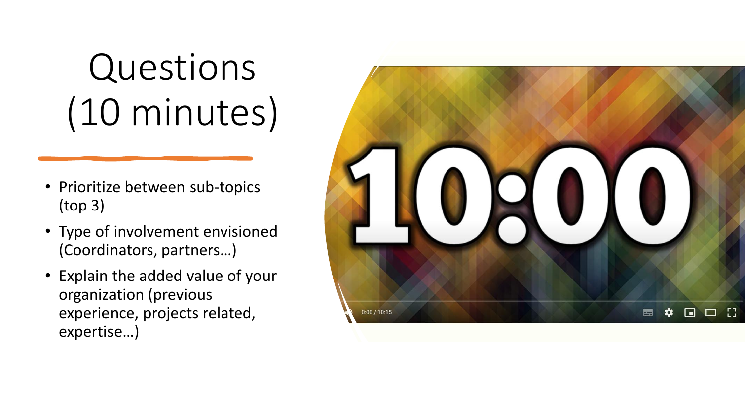# Questions (10 minutes)

- Prioritize between sub-topics (top 3)
- Type of involvement envisioned (Coordinators, partners…)
- Explain the added value of your organization (previous experience, projects related, expertise…)